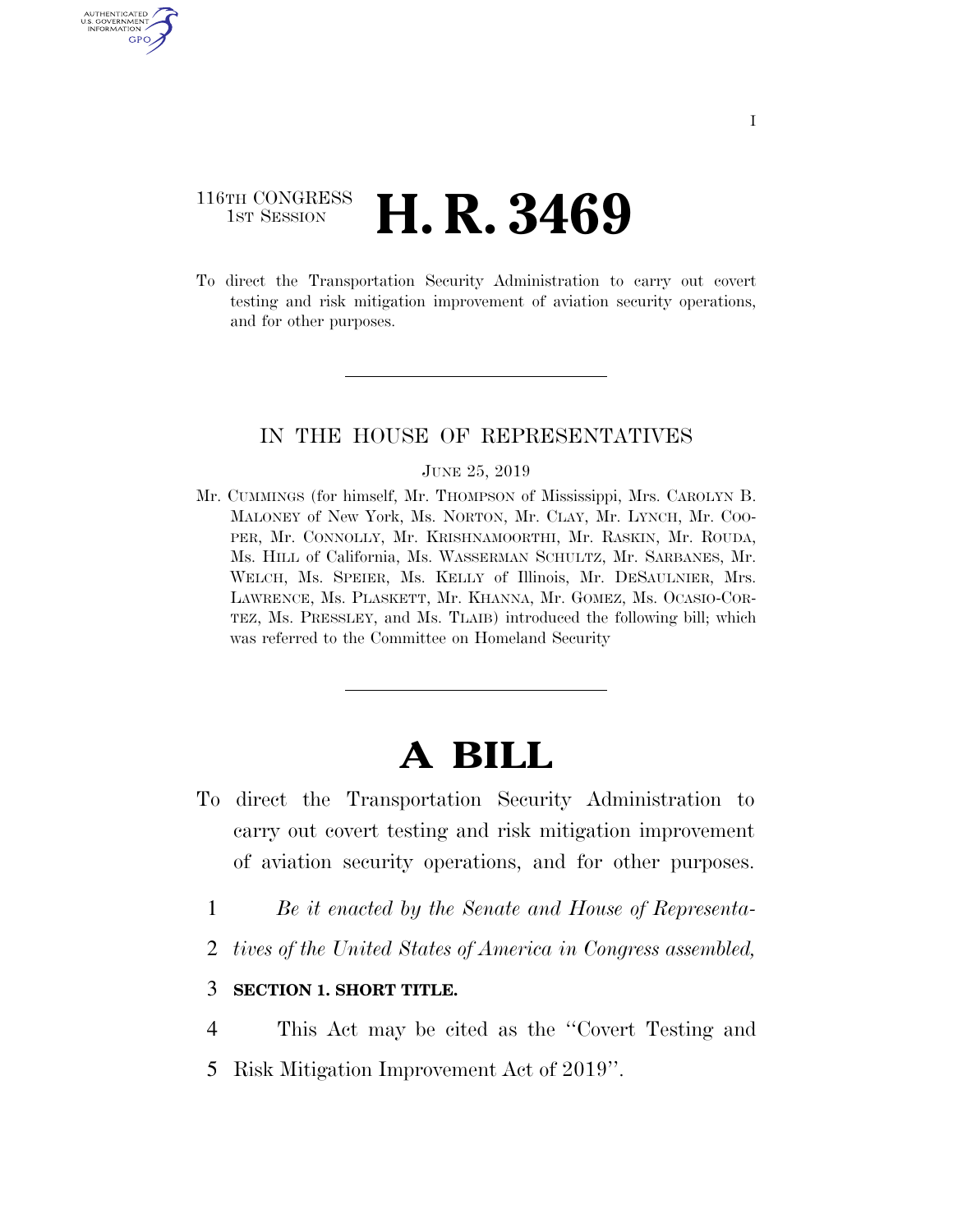116TH CONGRESS
1ST SESSION

# H. R. 3469

To direct the Transportation Security Administration to carry out covert testing and risk mitigation improvement of aviation security operations, and for other purposes.

IN THE HOUSE OF REPRESENTATIVES

JUNE 25, 2019

Mr. CUMMINGS (for himself, Mr. THOMPSON of Mississippi, Mrs. CAROLYN B. MALONEY of New York, Ms. NORTON, Mr. CLAY, Mr. LYNCH, Mr. COOPER, Mr. CONNOLLY, Mr. KRISHNAMOORTHI, Mr. RASKIN, Mr. ROUDA, Ms. HILL of California, Ms. WASSERMAN SCHULTZ, Mr. SARBANES, Mr. WELCH, Ms. SPEIER, Ms. KELLY of Illinois, Mr. DESAULNIER, Mrs. LAWRENCE, Ms. PLASKETT, Mr. KHANNA, Mr. GOMEZ, Ms. OCASIO-CORTEZ, Ms. PRESSLEY, and Ms. TLAIB) introduced the following bill; which was referred to the Committee on Homeland Security

# A BILL

To direct the Transportation Security Administration to carry out covert testing and risk mitigation improvement of aviation security operations, and for other purposes.

1 *Be it enacted by the Senate and House of Representa-*
2 *tives of the United States of America in Congress assembled,*

3 **SECTION 1. SHORT TITLE.**

4 This Act may be cited as the ''Covert Testing and
5 Risk Mitigation Improvement Act of 2019''.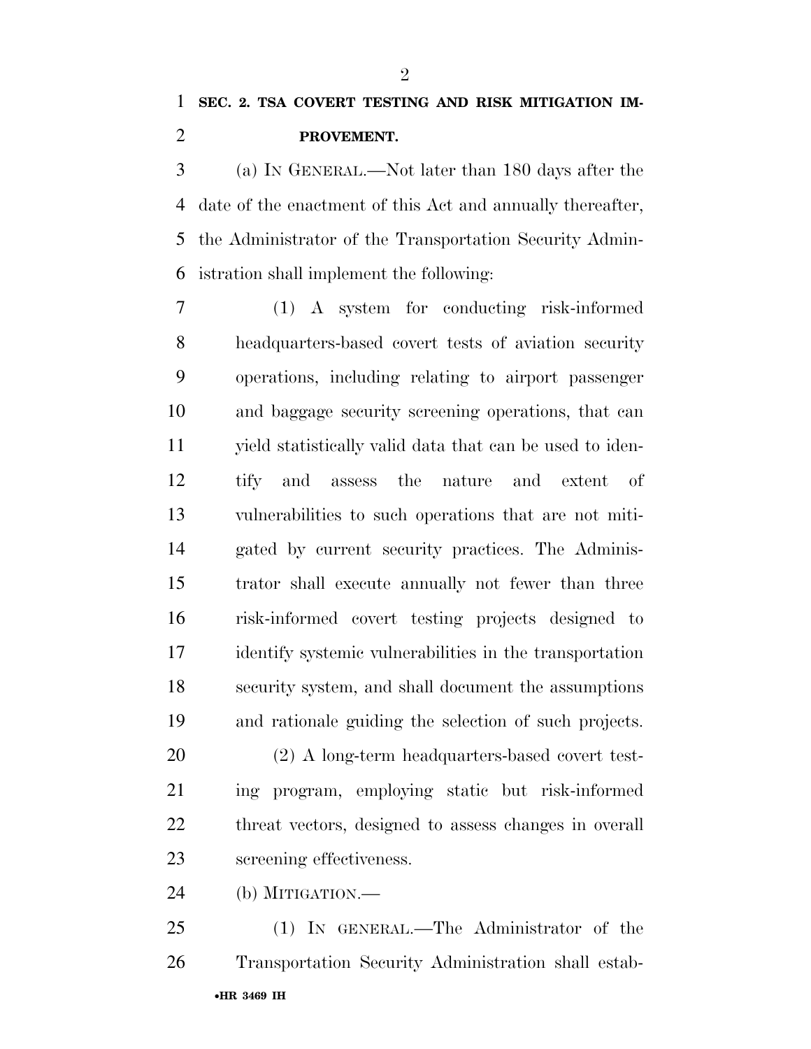**SEC. 2. TSA COVERT TESTING AND RISK MITIGATION IMPROVEMENT.**

(a) IN GENERAL.—Not later than 180 days after the date of the enactment of this Act and annually thereafter, the Administrator of the Transportation Security Administration shall implement the following:

(1) A system for conducting risk-informed headquarters-based covert tests of aviation security operations, including relating to airport passenger and baggage security screening operations, that can yield statistically valid data that can be used to identify and assess the nature and extent of vulnerabilities to such operations that are not mitigated by current security practices. The Administrator shall execute annually not fewer than three risk-informed covert testing projects designed to identify systemic vulnerabilities in the transportation security system, and shall document the assumptions and rationale guiding the selection of such projects.

(2) A long-term headquarters-based covert testing program, employing static but risk-informed threat vectors, designed to assess changes in overall screening effectiveness.

(b) MITIGATION.—

(1) IN GENERAL.—The Administrator of the Transportation Security Administration shall estab-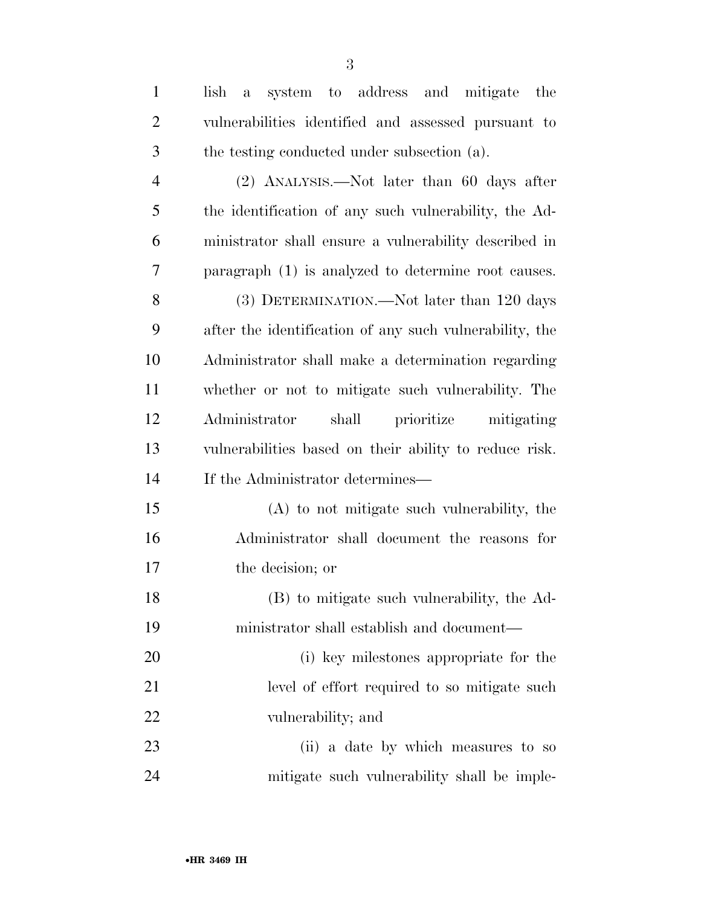lish a system to address and mitigate the vulnerabilities identified and assessed pursuant to the testing conducted under subsection (a).

(2) ANALYSIS.—Not later than 60 days after the identification of any such vulnerability, the Administrator shall ensure a vulnerability described in paragraph (1) is analyzed to determine root causes.

(3) DETERMINATION.—Not later than 120 days after the identification of any such vulnerability, the Administrator shall make a determination regarding whether or not to mitigate such vulnerability. The Administrator shall prioritize mitigating vulnerabilities based on their ability to reduce risk. If the Administrator determines—

(A) to not mitigate such vulnerability, the Administrator shall document the reasons for the decision; or

(B) to mitigate such vulnerability, the Administrator shall establish and document—

(i) key milestones appropriate for the level of effort required to so mitigate such vulnerability; and

(ii) a date by which measures to so mitigate such vulnerability shall be imple-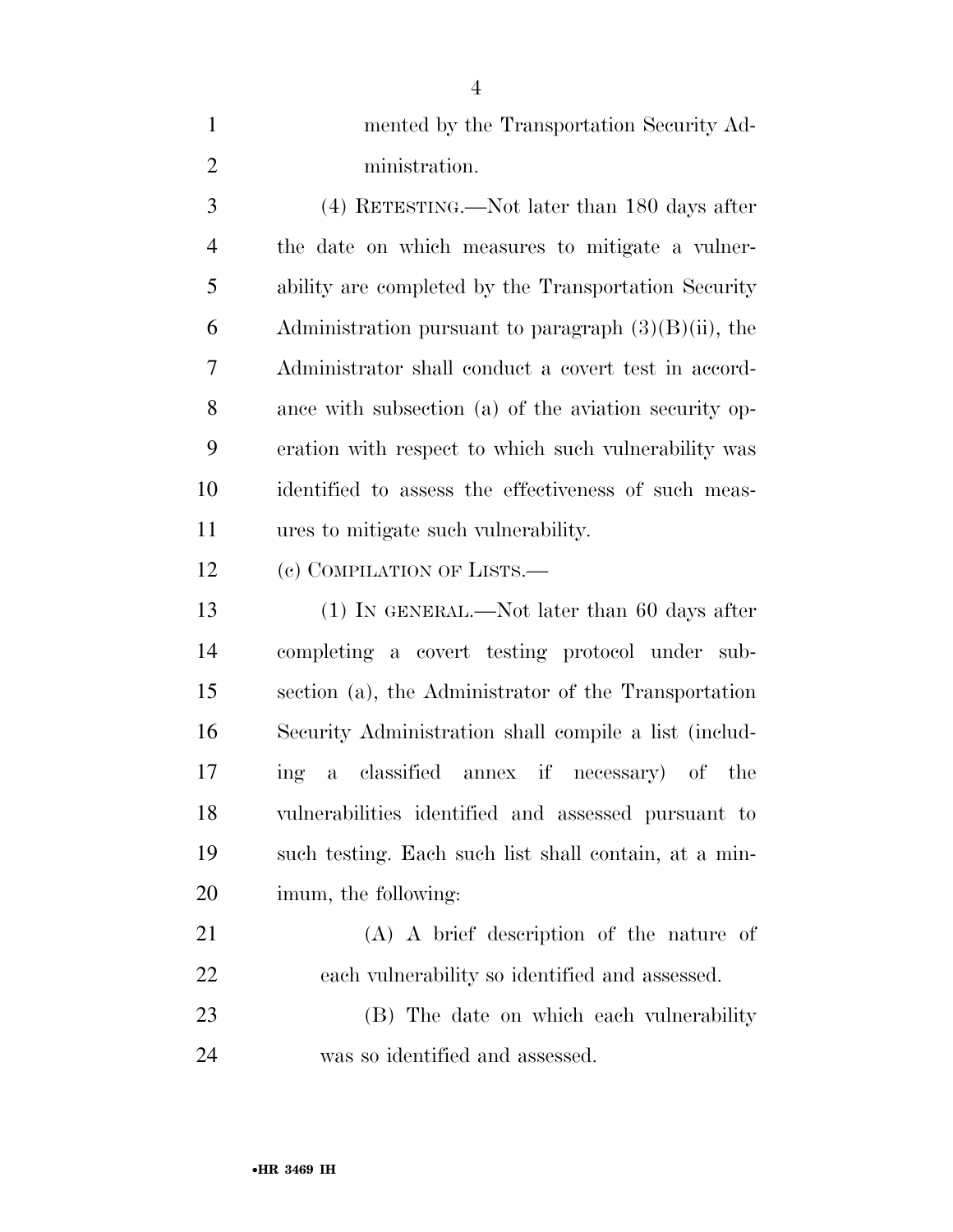mented by the Transportation Security Administration.

(4) RETESTING.—Not later than 180 days after the date on which measures to mitigate a vulnerability are completed by the Transportation Security Administration pursuant to paragraph (3)(B)(ii), the Administrator shall conduct a covert test in accordance with subsection (a) of the aviation security operation with respect to which such vulnerability was identified to assess the effectiveness of such measures to mitigate such vulnerability.

(c) COMPILATION OF LISTS.—

(1) IN GENERAL.—Not later than 60 days after completing a covert testing protocol under subsection (a), the Administrator of the Transportation Security Administration shall compile a list (including a classified annex if necessary) of the vulnerabilities identified and assessed pursuant to such testing. Each such list shall contain, at a minimum, the following:

(A) A brief description of the nature of each vulnerability so identified and assessed.

(B) The date on which each vulnerability was so identified and assessed.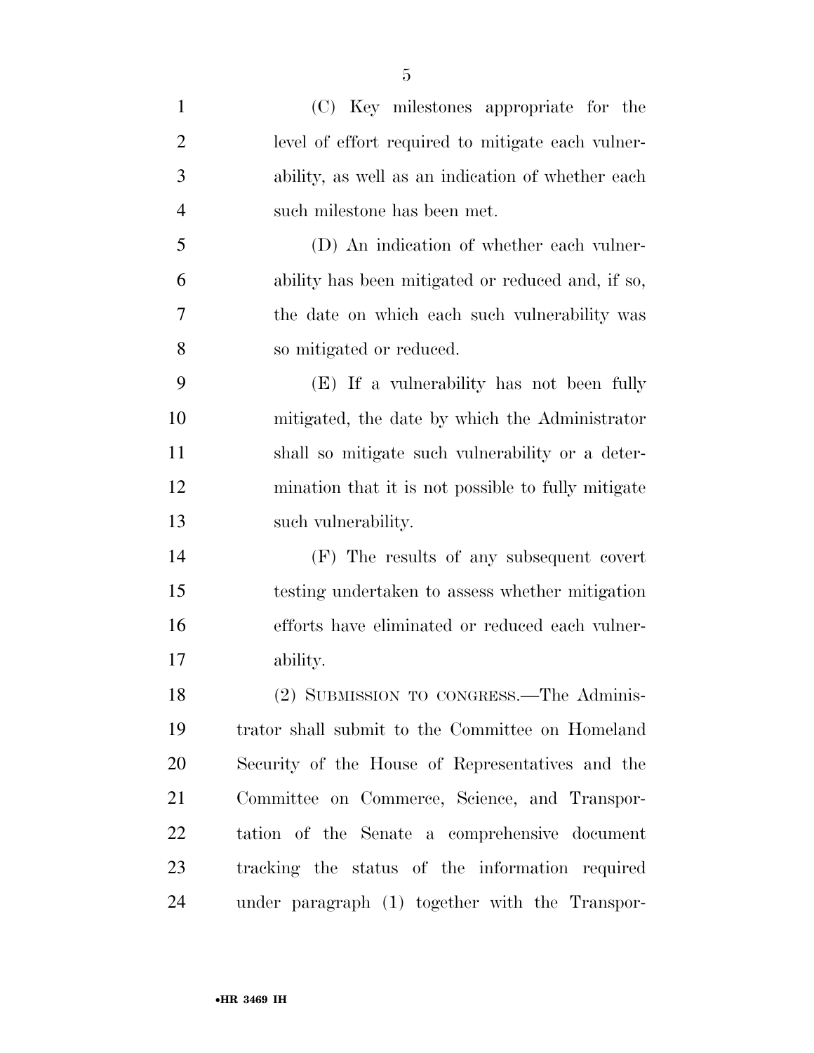(C) Key milestones appropriate for the level of effort required to mitigate each vulnerability, as well as an indication of whether each such milestone has been met.

(D) An indication of whether each vulnerability has been mitigated or reduced and, if so, the date on which each such vulnerability was so mitigated or reduced.

(E) If a vulnerability has not been fully mitigated, the date by which the Administrator shall so mitigate such vulnerability or a determination that it is not possible to fully mitigate such vulnerability.

(F) The results of any subsequent covert testing undertaken to assess whether mitigation efforts have eliminated or reduced each vulnerability.

(2) SUBMISSION TO CONGRESS.—The Administrator shall submit to the Committee on Homeland Security of the House of Representatives and the Committee on Commerce, Science, and Transportation of the Senate a comprehensive document tracking the status of the information required under paragraph (1) together with the Transpor-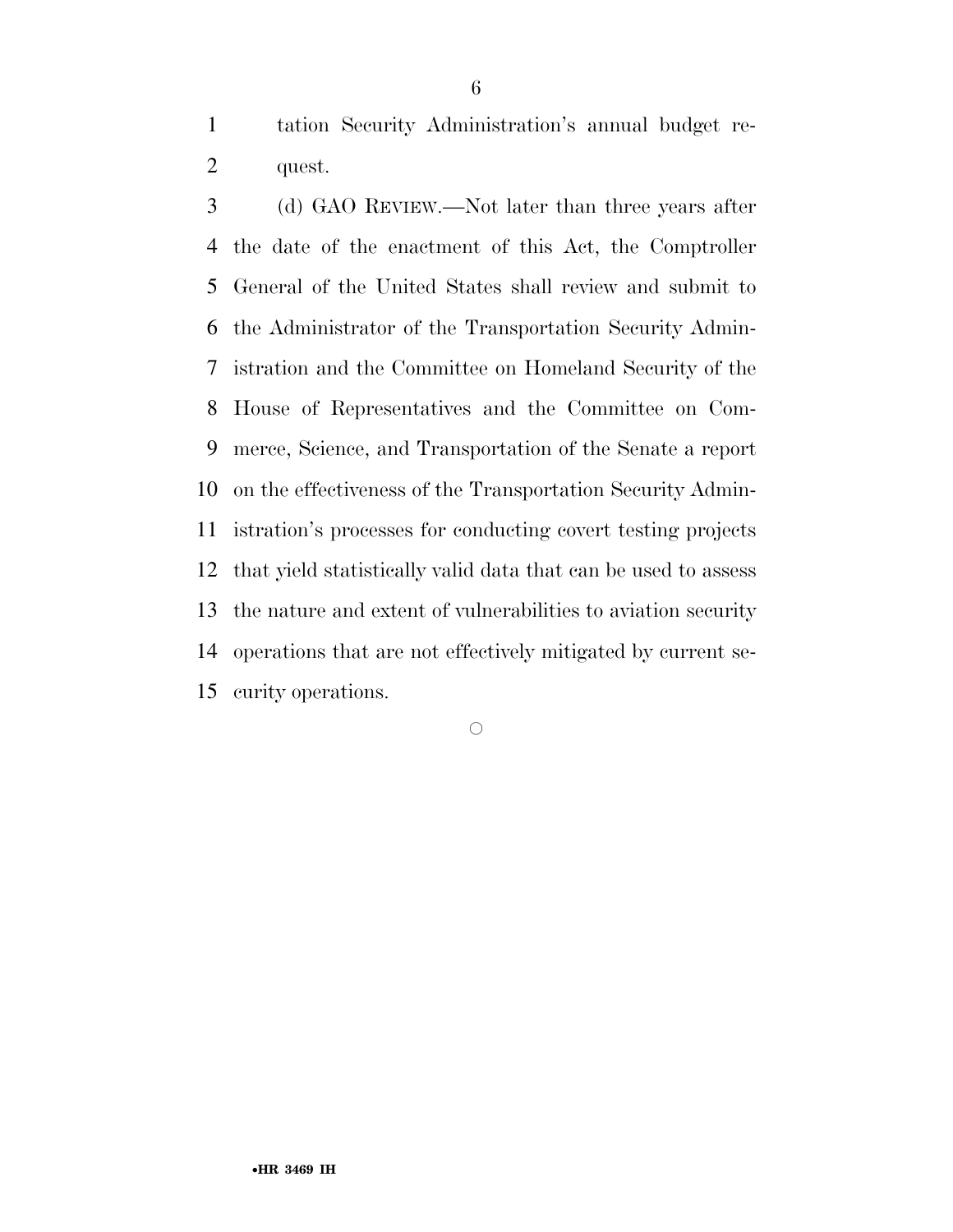tation Security Administration's annual budget request.

(d) GAO REVIEW.—Not later than three years after the date of the enactment of this Act, the Comptroller General of the United States shall review and submit to the Administrator of the Transportation Security Administration and the Committee on Homeland Security of the House of Representatives and the Committee on Commerce, Science, and Transportation of the Senate a report on the effectiveness of the Transportation Security Administration's processes for conducting covert testing projects that yield statistically valid data that can be used to assess the nature and extent of vulnerabilities to aviation security operations that are not effectively mitigated by current security operations.

○